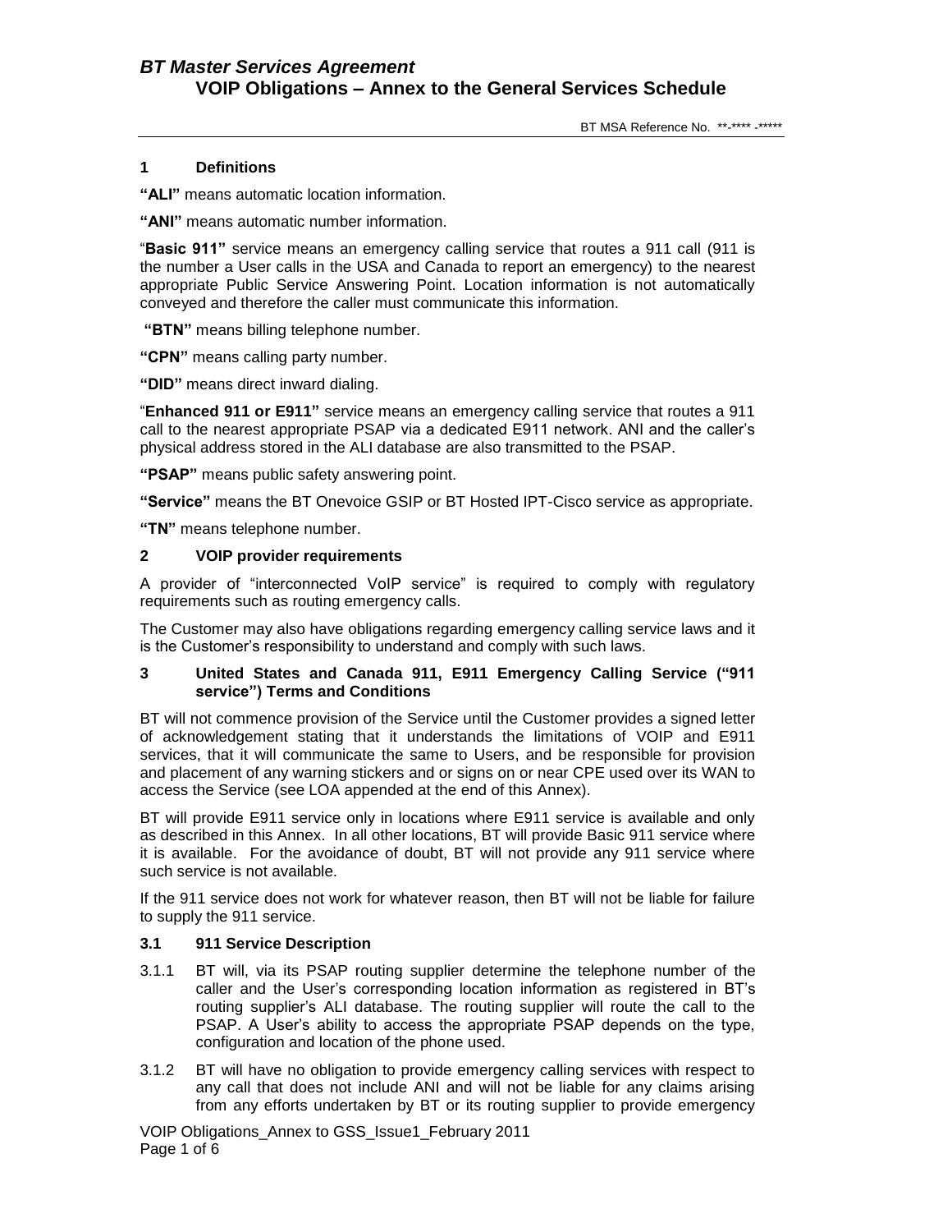# BT Master Services Agreement
## VOIP Obligations – Annex to the General Services Schedule

BT MSA Reference No. **-**** -*****

### 1 Definitions

**"ALI"** means automatic location information.

**"ANI"** means automatic number information.

"**Basic 911"** service means an emergency calling service that routes a 911 call (911 is the number a User calls in the USA and Canada to report an emergency) to the nearest appropriate Public Service Answering Point. Location information is not automatically conveyed and therefore the caller must communicate this information.

**"BTN"** means billing telephone number.

**"CPN"** means calling party number.

**"DID"** means direct inward dialing.

"**Enhanced 911 or E911"** service means an emergency calling service that routes a 911 call to the nearest appropriate PSAP via a dedicated E911 network. ANI and the caller's physical address stored in the ALI database are also transmitted to the PSAP.

**"PSAP"** means public safety answering point.

**"Service"** means the BT Onevoice GSIP or BT Hosted IPT-Cisco service as appropriate.

**"TN"** means telephone number.

### 2 VOIP provider requirements

A provider of "interconnected VoIP service" is required to comply with regulatory requirements such as routing emergency calls.

The Customer may also have obligations regarding emergency calling service laws and it is the Customer's responsibility to understand and comply with such laws.

### 3 United States and Canada 911, E911 Emergency Calling Service ("911 service") Terms and Conditions

BT will not commence provision of the Service until the Customer provides a signed letter of acknowledgement stating that it understands the limitations of VOIP and E911 services, that it will communicate the same to Users, and be responsible for provision and placement of any warning stickers and or signs on or near CPE used over its WAN to access the Service (see LOA appended at the end of this Annex).

BT will provide E911 service only in locations where E911 service is available and only as described in this Annex. In all other locations, BT will provide Basic 911 service where it is available. For the avoidance of doubt, BT will not provide any 911 service where such service is not available.

If the 911 service does not work for whatever reason, then BT will not be liable for failure to supply the 911 service.

#### 3.1 911 Service Description

3.1.1 BT will, via its PSAP routing supplier determine the telephone number of the caller and the User's corresponding location information as registered in BT's routing supplier's ALI database. The routing supplier will route the call to the PSAP. A User's ability to access the appropriate PSAP depends on the type, configuration and location of the phone used.

3.1.2 BT will have no obligation to provide emergency calling services with respect to any call that does not include ANI and will not be liable for any claims arising from any efforts undertaken by BT or its routing supplier to provide emergency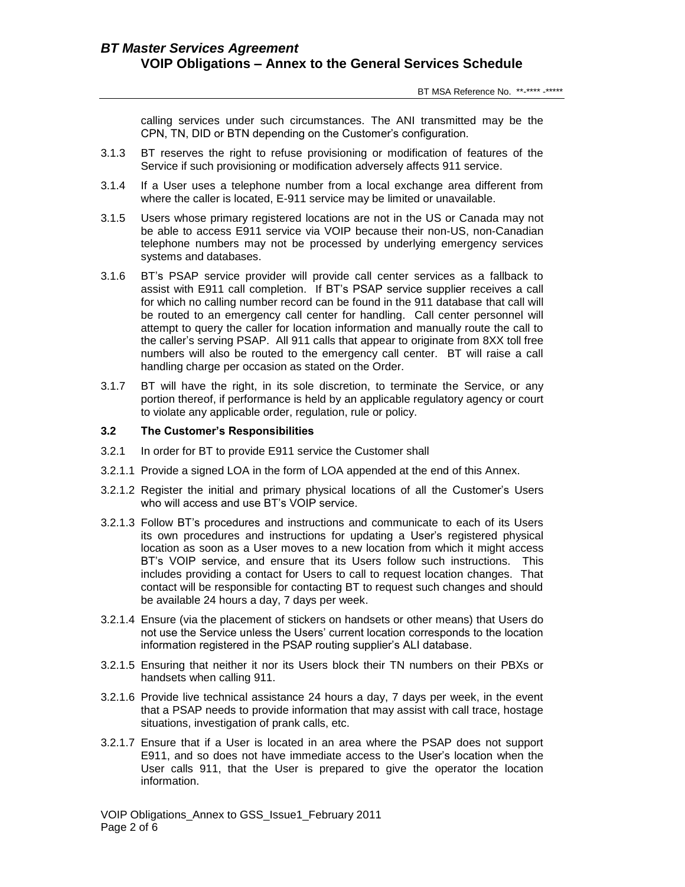calling services under such circumstances. The ANI transmitted may be the CPN, TN, DID or BTN depending on the Customer's configuration.

3.1.3 BT reserves the right to refuse provisioning or modification of features of the Service if such provisioning or modification adversely affects 911 service.

3.1.4 If a User uses a telephone number from a local exchange area different from where the caller is located, E-911 service may be limited or unavailable.

3.1.5 Users whose primary registered locations are not in the US or Canada may not be able to access E911 service via VOIP because their non-US, non-Canadian telephone numbers may not be processed by underlying emergency services systems and databases.

3.1.6 BT's PSAP service provider will provide call center services as a fallback to assist with E911 call completion. If BT's PSAP service supplier receives a call for which no calling number record can be found in the 911 database that call will be routed to an emergency call center for handling. Call center personnel will attempt to query the caller for location information and manually route the call to the caller's serving PSAP. All 911 calls that appear to originate from 8XX toll free numbers will also be routed to the emergency call center. BT will raise a call handling charge per occasion as stated on the Order.

3.1.7 BT will have the right, in its sole discretion, to terminate the Service, or any portion thereof, if performance is held by an applicable regulatory agency or court to violate any applicable order, regulation, rule or policy.

### 3.2 The Customer's Responsibilities

3.2.1 In order for BT to provide E911 service the Customer shall

3.2.1.1 Provide a signed LOA in the form of LOA appended at the end of this Annex.

3.2.1.2 Register the initial and primary physical locations of all the Customer's Users who will access and use BT's VOIP service.

3.2.1.3 Follow BT's procedures and instructions and communicate to each of its Users its own procedures and instructions for updating a User's registered physical location as soon as a User moves to a new location from which it might access BT's VOIP service, and ensure that its Users follow such instructions. This includes providing a contact for Users to call to request location changes. That contact will be responsible for contacting BT to request such changes and should be available 24 hours a day, 7 days per week.

3.2.1.4 Ensure (via the placement of stickers on handsets or other means) that Users do not use the Service unless the Users' current location corresponds to the location information registered in the PSAP routing supplier's ALI database.

3.2.1.5 Ensuring that neither it nor its Users block their TN numbers on their PBXs or handsets when calling 911.

3.2.1.6 Provide live technical assistance 24 hours a day, 7 days per week, in the event that a PSAP needs to provide information that may assist with call trace, hostage situations, investigation of prank calls, etc.

3.2.1.7 Ensure that if a User is located in an area where the PSAP does not support E911, and so does not have immediate access to the User's location when the User calls 911, that the User is prepared to give the operator the location information.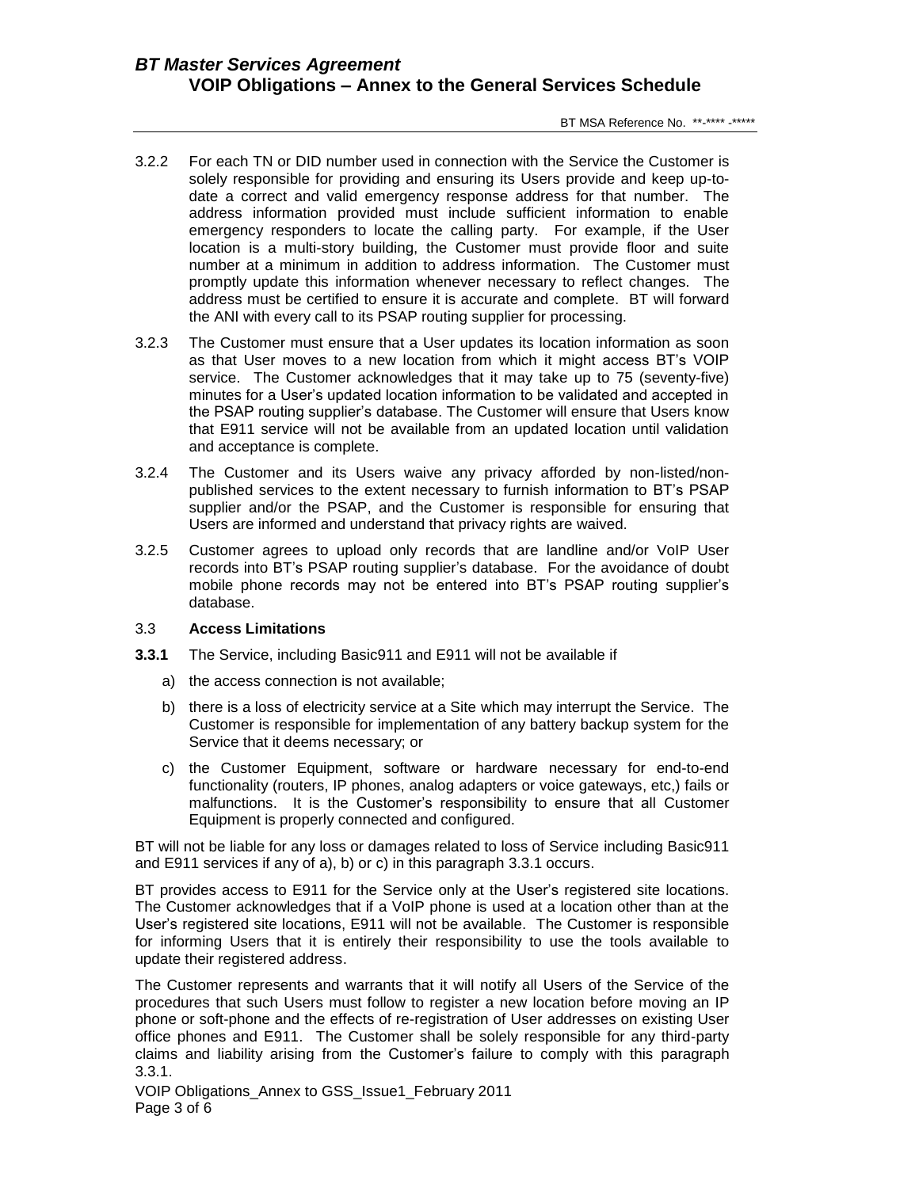3.2.2 For each TN or DID number used in connection with the Service the Customer is solely responsible for providing and ensuring its Users provide and keep up-to-date a correct and valid emergency response address for that number. The address information provided must include sufficient information to enable emergency responders to locate the calling party. For example, if the User location is a multi-story building, the Customer must provide floor and suite number at a minimum in addition to address information. The Customer must promptly update this information whenever necessary to reflect changes. The address must be certified to ensure it is accurate and complete. BT will forward the ANI with every call to its PSAP routing supplier for processing.

3.2.3 The Customer must ensure that a User updates its location information as soon as that User moves to a new location from which it might access BT's VOIP service. The Customer acknowledges that it may take up to 75 (seventy-five) minutes for a User's updated location information to be validated and accepted in the PSAP routing supplier's database. The Customer will ensure that Users know that E911 service will not be available from an updated location until validation and acceptance is complete.

3.2.4 The Customer and its Users waive any privacy afforded by non-listed/non-published services to the extent necessary to furnish information to BT's PSAP supplier and/or the PSAP, and the Customer is responsible for ensuring that Users are informed and understand that privacy rights are waived.

3.2.5 Customer agrees to upload only records that are landline and/or VoIP User records into BT's PSAP routing supplier's database. For the avoidance of doubt mobile phone records may not be entered into BT's PSAP routing supplier's database.

3.3 **Access Limitations**

**3.3.1** The Service, including Basic911 and E911 will not be available if

a) the access connection is not available;

b) there is a loss of electricity service at a Site which may interrupt the Service. The Customer is responsible for implementation of any battery backup system for the Service that it deems necessary; or

c) the Customer Equipment, software or hardware necessary for end-to-end functionality (routers, IP phones, analog adapters or voice gateways, etc,) fails or malfunctions. It is the Customer's responsibility to ensure that all Customer Equipment is properly connected and configured.

BT will not be liable for any loss or damages related to loss of Service including Basic911 and E911 services if any of a), b) or c) in this paragraph 3.3.1 occurs.

BT provides access to E911 for the Service only at the User's registered site locations. The Customer acknowledges that if a VoIP phone is used at a location other than at the User's registered site locations, E911 will not be available. The Customer is responsible for informing Users that it is entirely their responsibility to use the tools available to update their registered address.

The Customer represents and warrants that it will notify all Users of the Service of the procedures that such Users must follow to register a new location before moving an IP phone or soft-phone and the effects of re-registration of User addresses on existing User office phones and E911. The Customer shall be solely responsible for any third-party claims and liability arising from the Customer's failure to comply with this paragraph 3.3.1.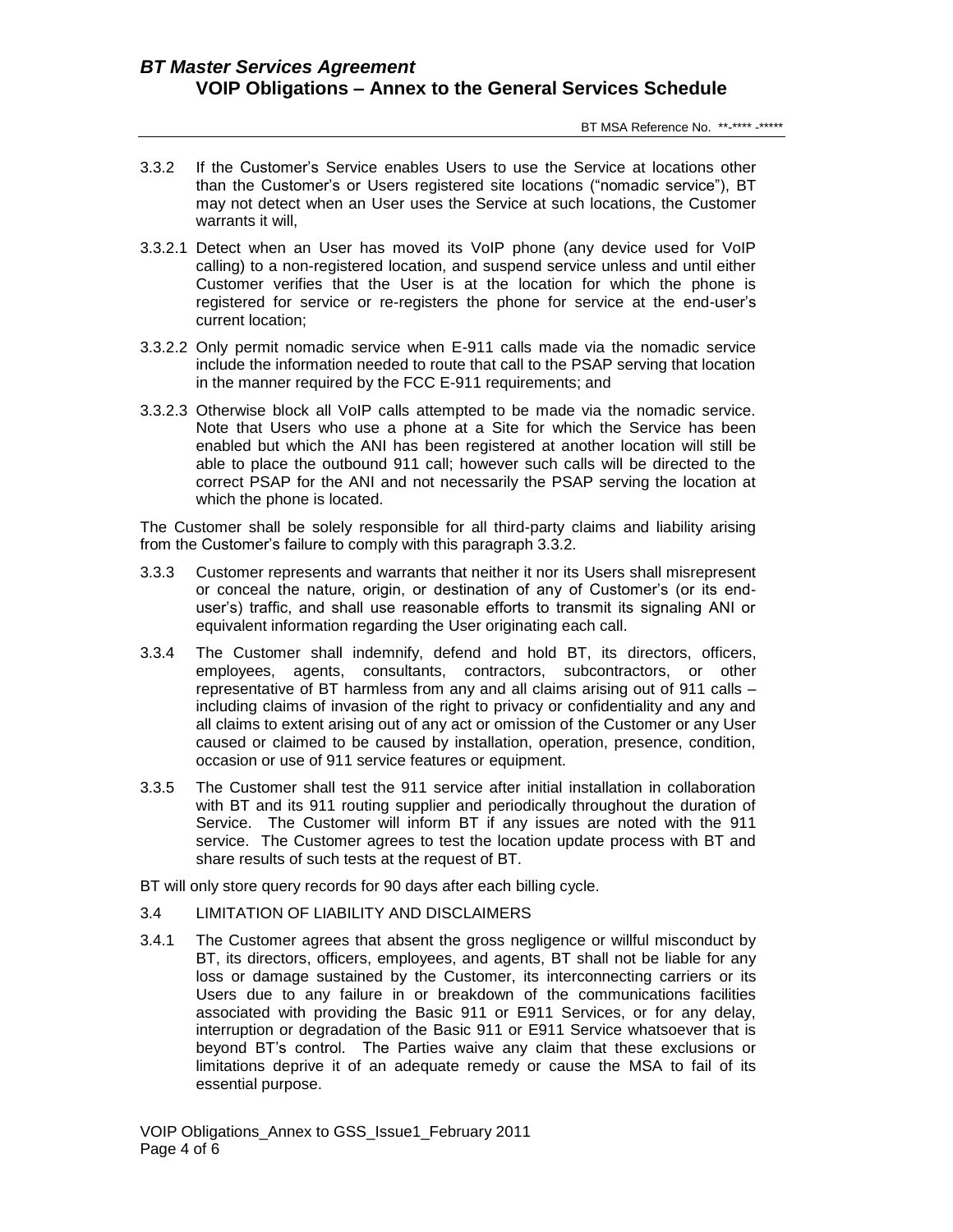3.3.2 If the Customer's Service enables Users to use the Service at locations other than the Customer's or Users registered site locations ("nomadic service"), BT may not detect when an User uses the Service at such locations, the Customer warrants it will,

3.3.2.1 Detect when an User has moved its VoIP phone (any device used for VoIP calling) to a non-registered location, and suspend service unless and until either Customer verifies that the User is at the location for which the phone is registered for service or re-registers the phone for service at the end-user's current location;

3.3.2.2 Only permit nomadic service when E-911 calls made via the nomadic service include the information needed to route that call to the PSAP serving that location in the manner required by the FCC E-911 requirements; and

3.3.2.3 Otherwise block all VoIP calls attempted to be made via the nomadic service. Note that Users who use a phone at a Site for which the Service has been enabled but which the ANI has been registered at another location will still be able to place the outbound 911 call; however such calls will be directed to the correct PSAP for the ANI and not necessarily the PSAP serving the location at which the phone is located.

The Customer shall be solely responsible for all third-party claims and liability arising from the Customer's failure to comply with this paragraph 3.3.2.

3.3.3 Customer represents and warrants that neither it nor its Users shall misrepresent or conceal the nature, origin, or destination of any of Customer's (or its end-user's) traffic, and shall use reasonable efforts to transmit its signaling ANI or equivalent information regarding the User originating each call.

3.3.4 The Customer shall indemnify, defend and hold BT, its directors, officers, employees, agents, consultants, contractors, subcontractors, or other representative of BT harmless from any and all claims arising out of 911 calls – including claims of invasion of the right to privacy or confidentiality and any and all claims to extent arising out of any act or omission of the Customer or any User caused or claimed to be caused by installation, operation, presence, condition, occasion or use of 911 service features or equipment.

3.3.5 The Customer shall test the 911 service after initial installation in collaboration with BT and its 911 routing supplier and periodically throughout the duration of Service. The Customer will inform BT if any issues are noted with the 911 service. The Customer agrees to test the location update process with BT and share results of such tests at the request of BT.

BT will only store query records for 90 days after each billing cycle.

3.4 LIMITATION OF LIABILITY AND DISCLAIMERS

3.4.1 The Customer agrees that absent the gross negligence or willful misconduct by BT, its directors, officers, employees, and agents, BT shall not be liable for any loss or damage sustained by the Customer, its interconnecting carriers or its Users due to any failure in or breakdown of the communications facilities associated with providing the Basic 911 or E911 Services, or for any delay, interruption or degradation of the Basic 911 or E911 Service whatsoever that is beyond BT's control. The Parties waive any claim that these exclusions or limitations deprive it of an adequate remedy or cause the MSA to fail of its essential purpose.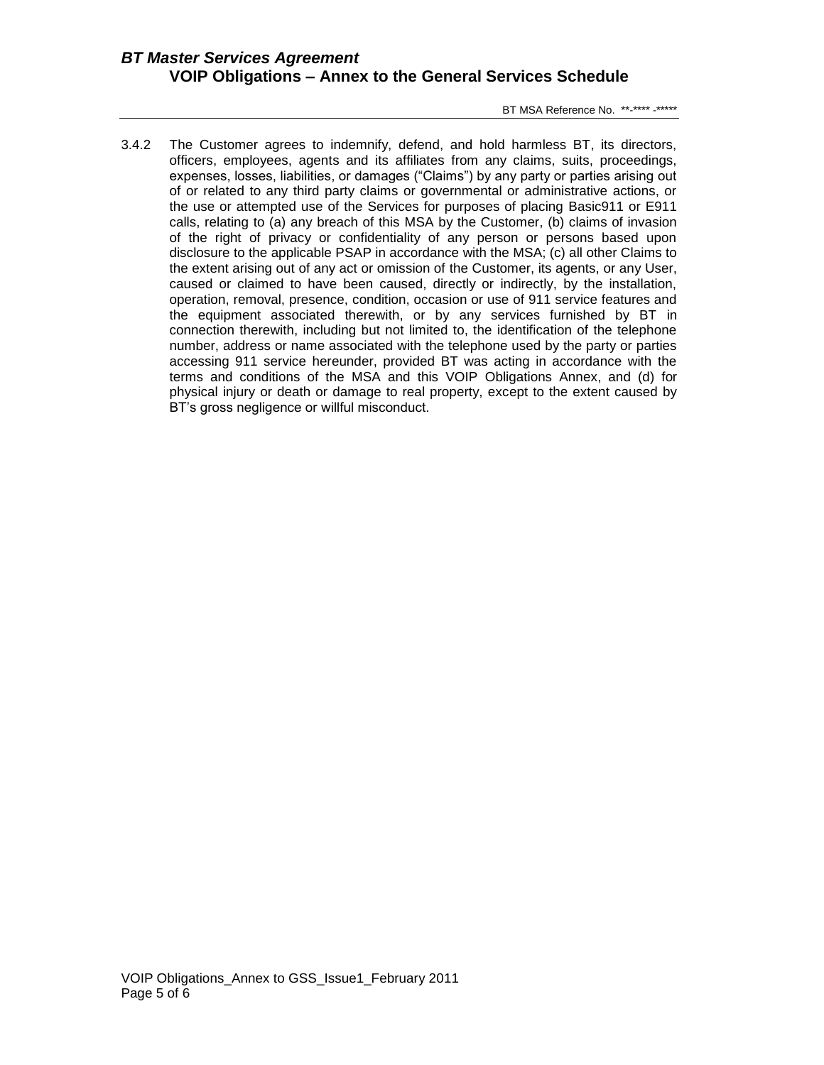3.4.2 The Customer agrees to indemnify, defend, and hold harmless BT, its directors, officers, employees, agents and its affiliates from any claims, suits, proceedings, expenses, losses, liabilities, or damages ("Claims") by any party or parties arising out of or related to any third party claims or governmental or administrative actions, or the use or attempted use of the Services for purposes of placing Basic911 or E911 calls, relating to (a) any breach of this MSA by the Customer, (b) claims of invasion of the right of privacy or confidentiality of any person or persons based upon disclosure to the applicable PSAP in accordance with the MSA; (c) all other Claims to the extent arising out of any act or omission of the Customer, its agents, or any User, caused or claimed to have been caused, directly or indirectly, by the installation, operation, removal, presence, condition, occasion or use of 911 service features and the equipment associated therewith, or by any services furnished by BT in connection therewith, including but not limited to, the identification of the telephone number, address or name associated with the telephone used by the party or parties accessing 911 service hereunder, provided BT was acting in accordance with the terms and conditions of the MSA and this VOIP Obligations Annex, and (d) for physical injury or death or damage to real property, except to the extent caused by BT's gross negligence or willful misconduct.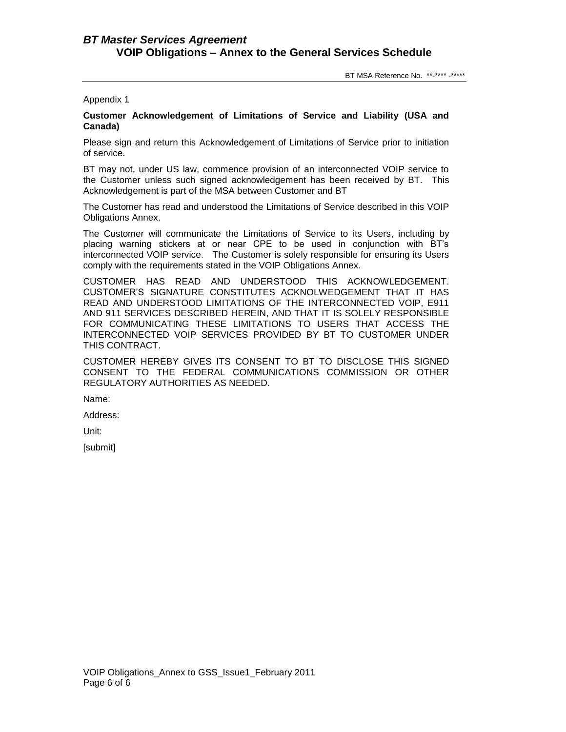Appendix 1

**Customer Acknowledgement of Limitations of Service and Liability (USA and Canada)**

Please sign and return this Acknowledgement of Limitations of Service prior to initiation of service.

BT may not, under US law, commence provision of an interconnected VOIP service to the Customer unless such signed acknowledgement has been received by BT. This Acknowledgement is part of the MSA between Customer and BT

The Customer has read and understood the Limitations of Service described in this VOIP Obligations Annex.

The Customer will communicate the Limitations of Service to its Users, including by placing warning stickers at or near CPE to be used in conjunction with BT's interconnected VOIP service. The Customer is solely responsible for ensuring its Users comply with the requirements stated in the VOIP Obligations Annex.

CUSTOMER HAS READ AND UNDERSTOOD THIS ACKNOWLEDGEMENT. CUSTOMER'S SIGNATURE CONSTITUTES ACKNOLWEDGEMENT THAT IT HAS READ AND UNDERSTOOD LIMITATIONS OF THE INTERCONNECTED VOIP, E911 AND 911 SERVICES DESCRIBED HEREIN, AND THAT IT IS SOLELY RESPONSIBLE FOR COMMUNICATING THESE LIMITATIONS TO USERS THAT ACCESS THE INTERCONNECTED VOIP SERVICES PROVIDED BY BT TO CUSTOMER UNDER THIS CONTRACT.

CUSTOMER HEREBY GIVES ITS CONSENT TO BT TO DISCLOSE THIS SIGNED CONSENT TO THE FEDERAL COMMUNICATIONS COMMISSION OR OTHER REGULATORY AUTHORITIES AS NEEDED.

Name:

Address:

Unit:

[submit]